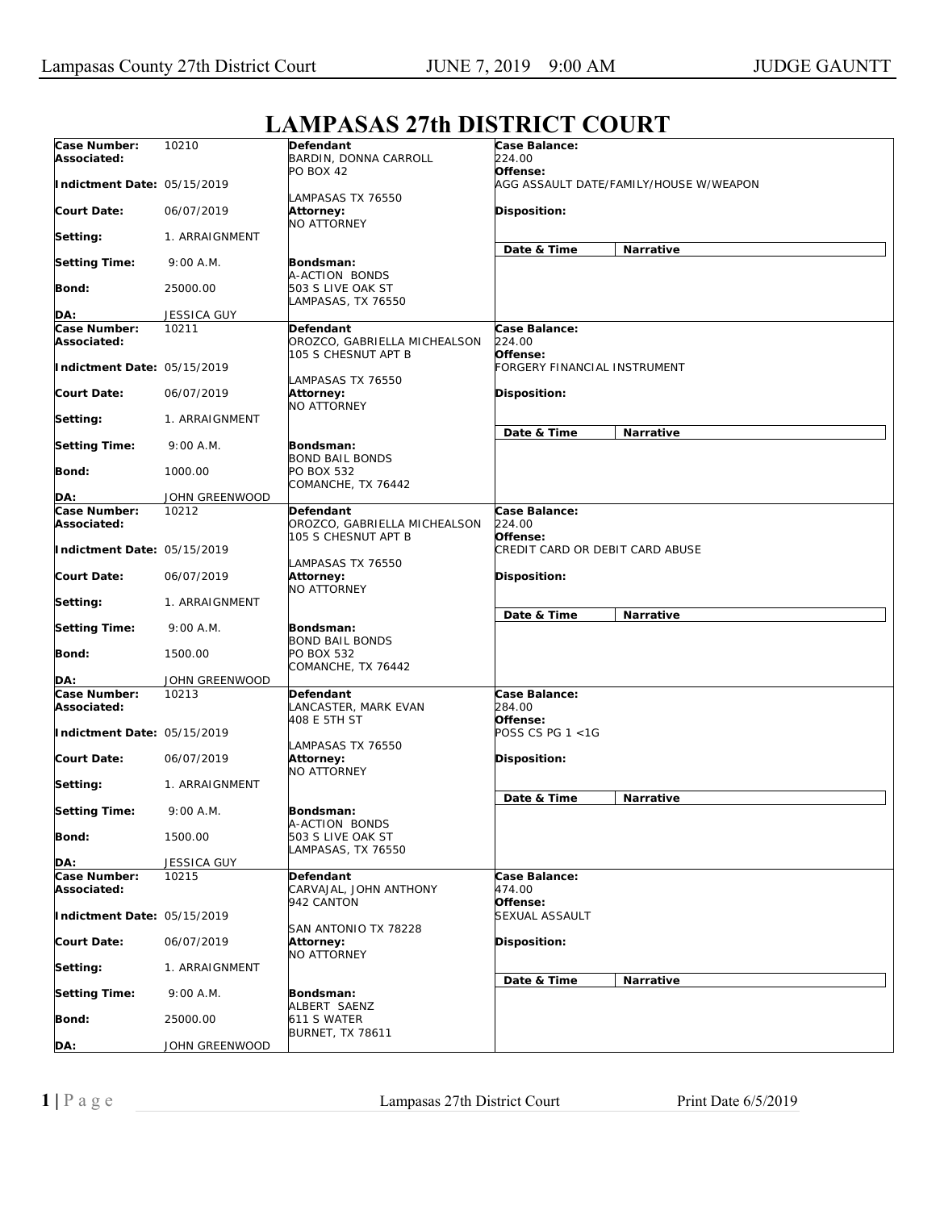# LAMPASAS 27th DISTRICT COURT

| | | | |
|---|---|---|---|
| **Case Number:** 10210<br>**Associated:**<br>**Indictment Date:** 05/15/2019<br>**Court Date:** 06/07/2019<br>**Setting:** 1. ARRAIGNMENT<br>**Setting Time:** 9:00 A.M.<br>**Bond:** 25000.00<br>**DA:** JESSICA GUY | **Defendant**<br>BARDIN, DONNA CARROLL<br>PO BOX 42<br>LAMPASAS TX 76550<br>**Attorney:**<br>NO ATTORNEY<br>**Bondsman:**<br>A-ACTION BONDS<br>503 S LIVE OAK ST<br>LAMPASAS, TX 76550 | **Case Balance:**<br>224.00<br>**Offense:**<br>AGG ASSAULT DATE/FAMILY/HOUSE W/WEAPON<br>**Disposition:**<br>**Date & Time** | **Narrative** |
| **Case Number:** 10211<br>**Associated:**<br>**Indictment Date:** 05/15/2019<br>**Court Date:** 06/07/2019<br>**Setting:** 1. ARRAIGNMENT<br>**Setting Time:** 9:00 A.M.<br>**Bond:** 1000.00<br>**DA:** JOHN GREENWOOD | **Defendant**<br>OROZCO, GABRIELLA MICHEALSON<br>105 S CHESNUT APT B<br>LAMPASAS TX 76550<br>**Attorney:**<br>NO ATTORNEY<br>**Bondsman:**<br>BOND BAIL BONDS<br>PO BOX 532<br>COMANCHE, TX 76442 | **Case Balance:**<br>224.00<br>**Offense:**<br>FORGERY FINANCIAL INSTRUMENT<br>**Disposition:**<br>**Date & Time** | **Narrative** |
| **Case Number:** 10212<br>**Associated:**<br>**Indictment Date:** 05/15/2019<br>**Court Date:** 06/07/2019<br>**Setting:** 1. ARRAIGNMENT<br>**Setting Time:** 9:00 A.M.<br>**Bond:** 1500.00<br>**DA:** JOHN GREENWOOD | **Defendant**<br>OROZCO, GABRIELLA MICHEALSON<br>105 S CHESNUT APT B<br>LAMPASAS TX 76550<br>**Attorney:**<br>NO ATTORNEY<br>**Bondsman:**<br>BOND BAIL BONDS<br>PO BOX 532<br>COMANCHE, TX 76442 | **Case Balance:**<br>224.00<br>**Offense:**<br>CREDIT CARD OR DEBIT CARD ABUSE<br>**Disposition:**<br>**Date & Time** | **Narrative** |
| **Case Number:** 10213<br>**Associated:**<br>**Indictment Date:** 05/15/2019<br>**Court Date:** 06/07/2019<br>**Setting:** 1. ARRAIGNMENT<br>**Setting Time:** 9:00 A.M.<br>**Bond:** 1500.00<br>**DA:** JESSICA GUY | **Defendant**<br>LANCASTER, MARK EVAN<br>408 E 5TH ST<br>LAMPASAS TX 76550<br>**Attorney:**<br>NO ATTORNEY<br>**Bondsman:**<br>A-ACTION BONDS<br>503 S LIVE OAK ST<br>LAMPASAS, TX 76550 | **Case Balance:**<br>284.00<br>**Offense:**<br>POSS CS PG 1 <1G<br>**Disposition:**<br>**Date & Time** | **Narrative** |
| **Case Number:** 10215<br>**Associated:**<br>**Indictment Date:** 05/15/2019<br>**Court Date:** 06/07/2019<br>**Setting:** 1. ARRAIGNMENT<br>**Setting Time:** 9:00 A.M.<br>**Bond:** 25000.00<br>**DA:** JOHN GREENWOOD | **Defendant**<br>CARVAJAL, JOHN ANTHONY<br>942 CANTON<br>SAN ANTONIO TX 78228<br>**Attorney:**<br>NO ATTORNEY<br>**Bondsman:**<br>ALBERT SAENZ<br>611 S WATER<br>BURNET, TX 78611 | **Case Balance:**<br>474.00<br>**Offense:**<br>SEXUAL ASSAULT<br>**Disposition:**<br>**Date & Time** | **Narrative** |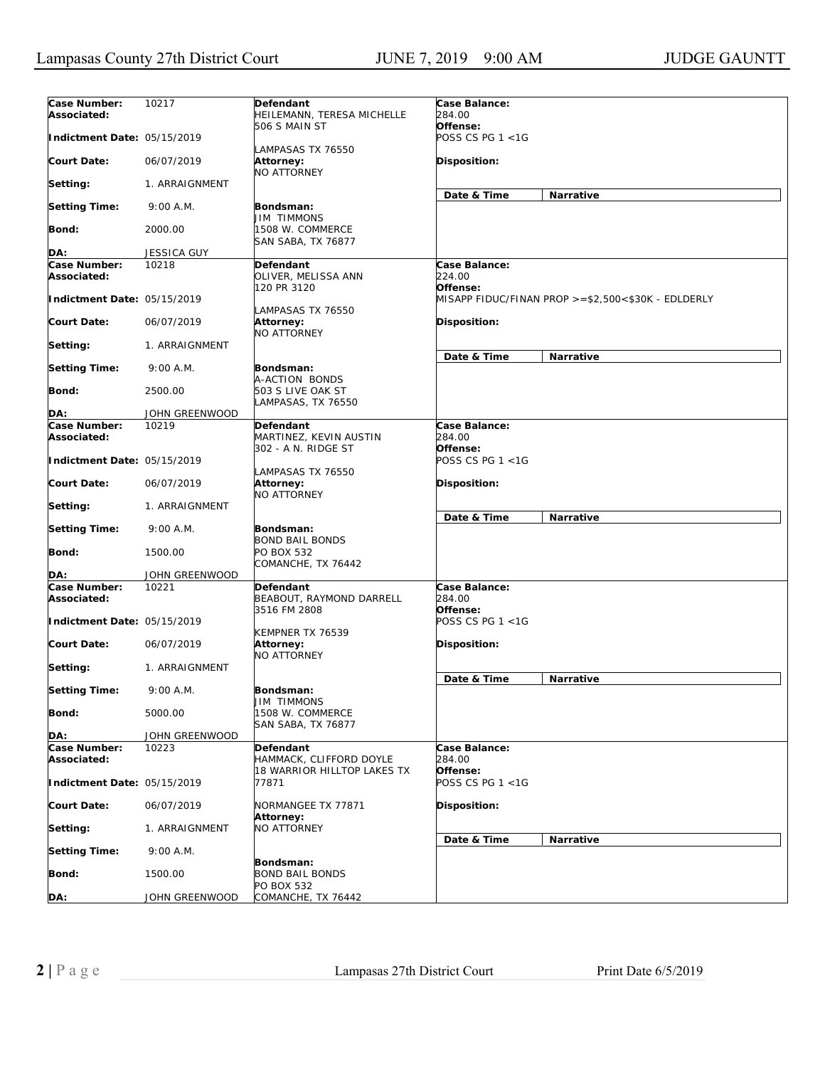| Case Number | Associated | Indictment Date | Court Date | Setting | Setting Time | Bond | DA | Defendant | Attorney | Bondsman | Case Balance | Offense | Disposition | Date & Time | Narrative |
|---|---|---|---|---|---|---|---|---|---|---|---|---|---|---|---|
| 10217 | | 05/15/2019 | 06/07/2019 | 1. ARRAIGNMENT | 9:00 A.M. | 2000.00 | JESSICA GUY | HEILEMANN, TERESA MICHELLE<br>506 S MAIN ST<br>LAMPASAS TX 76550 | NO ATTORNEY | JIM TIMMONS<br>1508 W. COMMERCE<br>SAN SABA, TX 76877 | 284.00 | POSS CS PG 1 <1G | | | |
| 10218 | | 05/15/2019 | 06/07/2019 | 1. ARRAIGNMENT | 9:00 A.M. | 2500.00 | JOHN GREENWOOD | OLIVER, MELISSA ANN<br>120 PR 3120<br>LAMPASAS TX 76550 | NO ATTORNEY | A-ACTION BONDS<br>503 S LIVE OAK ST<br>LAMPASAS, TX 76550 | 224.00 | MISAPP FIDUC/FINAN PROP >=$2,500<$30K - EDLDERLY | | | |
| 10219 | | 05/15/2019 | 06/07/2019 | 1. ARRAIGNMENT | 9:00 A.M. | 1500.00 | JOHN GREENWOOD | MARTINEZ, KEVIN AUSTIN<br>302 - A N. RIDGE ST<br>LAMPASAS TX 76550 | NO ATTORNEY | BOND BAIL BONDS<br>PO BOX 532<br>COMANCHE, TX 76442 | 284.00 | POSS CS PG 1 <1G | | | |
| 10221 | | 05/15/2019 | 06/07/2019 | 1. ARRAIGNMENT | 9:00 A.M. | 5000.00 | JOHN GREENWOOD | BEABOUT, RAYMOND DARRELL<br>3516 FM 2808<br>KEMPNER TX 76539 | NO ATTORNEY | JIM TIMMONS<br>1508 W. COMMERCE<br>SAN SABA, TX 76877 | 284.00 | POSS CS PG 1 <1G | | | |
| 10223 | | 05/15/2019 | 06/07/2019 | 1. ARRAIGNMENT | 9:00 A.M. | 1500.00 | JOHN GREENWOOD | HAMMACK, CLIFFORD DOYLE<br>18 WARRIOR HILLTOP LAKES TX 77871<br>NORMANGEE TX 77871 | NO ATTORNEY | BOND BAIL BONDS<br>PO BOX 532<br>COMANCHE, TX 76442 | 284.00 | POSS CS PG 1 <1G | | | |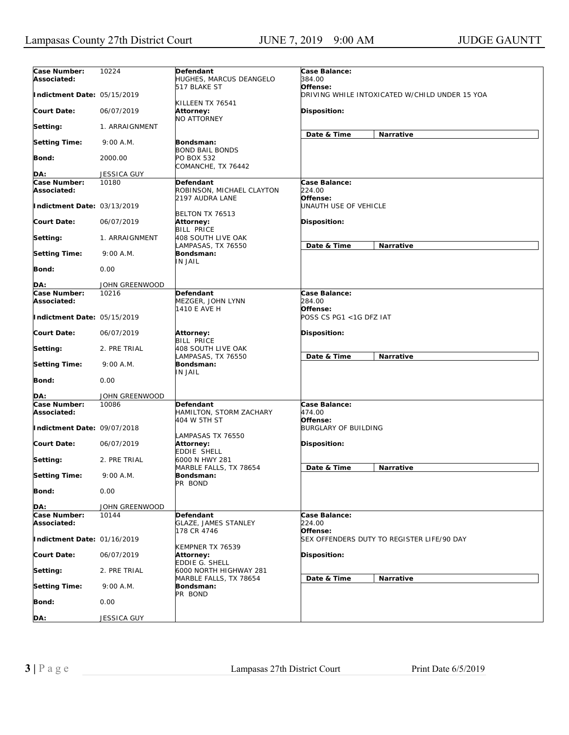| Case Number: | 10224 | Defendant | Case Balance: |
|---|---|---|---|
| Associated: | | HUGHES, MARCUS DEANGELO<br>517 BLAKE ST<br><br>KILLEEN TX 76541 | 384.00 |
| Indictment Date: | 05/15/2019 | | Offense:<br>DRIVING WHILE INTOXICATED W/CHILD UNDER 15 YOA |
| Court Date: | 06/07/2019 | Attorney:<br>NO ATTORNEY | Disposition: |
| Setting: | 1. ARRAIGNMENT | | Date & Time / Narrative |
| Setting Time: | 9:00 A.M. | Bondsman:<br>BOND BAIL BONDS<br>PO BOX 532<br>COMANCHE, TX 76442 | |
| Bond: | 2000.00 | | |
| DA: | JESSICA GUY | | |

| Case Number: | 10180 | Defendant | Case Balance: |
|---|---|---|---|
| Associated: | | ROBINSON, MICHAEL CLAYTON<br>2197 AUDRA LANE<br><br>BELTON TX 76513 | 224.00 |
| Indictment Date: | 03/13/2019 | | Offense:<br>UNAUTH USE OF VEHICLE |
| Court Date: | 06/07/2019 | Attorney:<br>BILL PRICE<br>408 SOUTH LIVE OAK<br>LAMPASAS, TX 76550 | Disposition: |
| Setting: | 1. ARRAIGNMENT | | Date & Time / Narrative |
| Setting Time: | 9:00 A.M. | Bondsman:<br>IN JAIL | |
| Bond: | 0.00 | | |
| DA: | JOHN GREENWOOD | | |

| Case Number: | 10216 | Defendant | Case Balance: |
|---|---|---|---|
| Associated: | | MEZGER, JOHN LYNN<br>1410 E AVE H | 284.00 |
| Indictment Date: | 05/15/2019 | | Offense:<br>POSS CS PG1 <1G DFZ IAT |
| Court Date: | 06/07/2019 | Attorney:<br>BILL PRICE<br>408 SOUTH LIVE OAK<br>LAMPASAS, TX 76550 | Disposition: |
| Setting: | 2. PRE TRIAL | | Date & Time / Narrative |
| Setting Time: | 9:00 A.M. | Bondsman:<br>IN JAIL | |
| Bond: | 0.00 | | |
| DA: | JOHN GREENWOOD | | |

| Case Number: | 10086 | Defendant | Case Balance: |
|---|---|---|---|
| Associated: | | HAMILTON, STORM ZACHARY<br>404 W 5TH ST<br><br>LAMPASAS TX 76550 | 474.00 |
| Indictment Date: | 09/07/2018 | | Offense:<br>BURGLARY OF BUILDING |
| Court Date: | 06/07/2019 | Attorney:<br>EDDIE SHELL<br>6000 N HWY 281<br>MARBLE FALLS, TX 78654 | Disposition: |
| Setting: | 2. PRE TRIAL | | Date & Time / Narrative |
| Setting Time: | 9:00 A.M. | Bondsman:<br>PR BOND | |
| Bond: | 0.00 | | |
| DA: | JOHN GREENWOOD | | |

| Case Number: | 10144 | Defendant | Case Balance: |
|---|---|---|---|
| Associated: | | GLAZE, JAMES STANLEY<br>178 CR 4746<br><br>KEMPNER TX 76539 | 224.00 |
| Indictment Date: | 01/16/2019 | | Offense:<br>SEX OFFENDERS DUTY TO REGISTER LIFE/90 DAY |
| Court Date: | 06/07/2019 | Attorney:<br>EDDIE G. SHELL<br>6000 NORTH HIGHWAY 281<br>MARBLE FALLS, TX 78654 | Disposition: |
| Setting: | 2. PRE TRIAL | | Date & Time / Narrative |
| Setting Time: | 9:00 A.M. | Bondsman:<br>PR BOND | |
| Bond: | 0.00 | | |
| DA: | JESSICA GUY | | |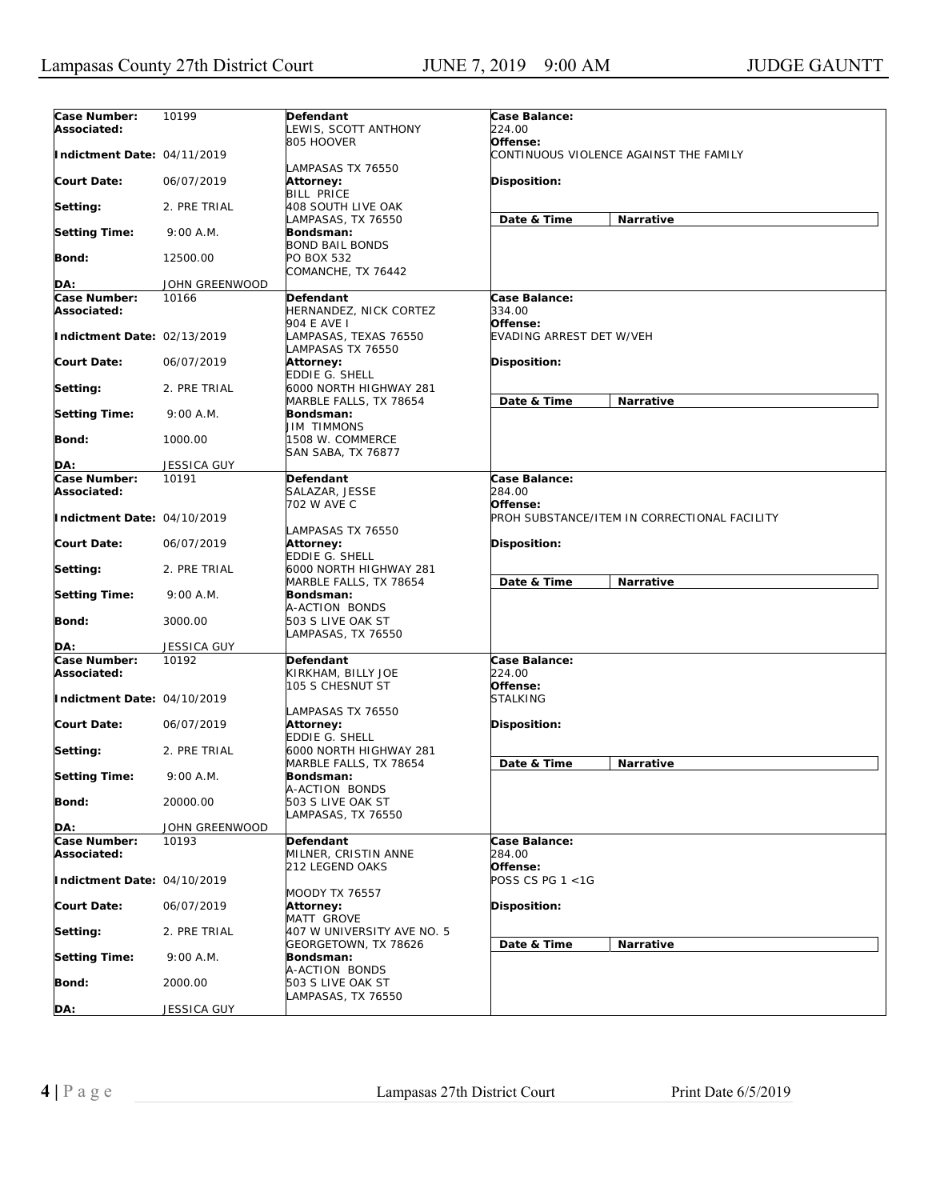| Field | Value | Defendant / Attorney / Bondsman | Case Details |
|---|---|---|---|
| **Case Number:** | 10199 | **Defendant** | **Case Balance:** |
| **Associated:** | | LEWIS, SCOTT ANTHONY<br>805 HOOVER<br><br>LAMPASAS TX 76550 | 224.00 |
| **Indictment Date:** | 04/11/2019 | | **Offense:**<br>CONTINUOUS VIOLENCE AGAINST THE FAMILY |
| **Court Date:** | 06/07/2019 | **Attorney:**<br>BILL PRICE<br>408 SOUTH LIVE OAK<br>LAMPASAS, TX 76550 | **Disposition:** |
| **Setting:** | 2. PRE TRIAL | | **Date & Time** / **Narrative** |
| **Setting Time:** | 9:00 A.M. | **Bondsman:**<br>BOND BAIL BONDS<br>PO BOX 532<br>COMANCHE, TX 76442 | |
| **Bond:** | 12500.00 | | |
| **DA:** | JOHN GREENWOOD | | |
| **Case Number:** | 10166 | **Defendant** | **Case Balance:** |
| **Associated:** | | HERNANDEZ, NICK CORTEZ<br>904 E AVE I<br>LAMPASAS, TEXAS 76550<br>LAMPASAS TX 76550 | 334.00 |
| **Indictment Date:** | 02/13/2019 | | **Offense:**<br>EVADING ARREST DET W/VEH |
| **Court Date:** | 06/07/2019 | **Attorney:**<br>EDDIE G. SHELL<br>6000 NORTH HIGHWAY 281<br>MARBLE FALLS, TX 78654 | **Disposition:** |
| **Setting:** | 2. PRE TRIAL | | **Date & Time** / **Narrative** |
| **Setting Time:** | 9:00 A.M. | **Bondsman:**<br>JIM TIMMONS<br>1508 W. COMMERCE<br>SAN SABA, TX 76877 | |
| **Bond:** | 1000.00 | | |
| **DA:** | JESSICA GUY | | |
| **Case Number:** | 10191 | **Defendant** | **Case Balance:** |
| **Associated:** | | SALAZAR, JESSE<br>702 W AVE C<br><br>LAMPASAS TX 76550 | 284.00 |
| **Indictment Date:** | 04/10/2019 | | **Offense:**<br>PROH SUBSTANCE/ITEM IN CORRECTIONAL FACILITY |
| **Court Date:** | 06/07/2019 | **Attorney:**<br>EDDIE G. SHELL<br>6000 NORTH HIGHWAY 281<br>MARBLE FALLS, TX 78654 | **Disposition:** |
| **Setting:** | 2. PRE TRIAL | | **Date & Time** / **Narrative** |
| **Setting Time:** | 9:00 A.M. | **Bondsman:**<br>A-ACTION BONDS<br>503 S LIVE OAK ST<br>LAMPASAS, TX 76550 | |
| **Bond:** | 3000.00 | | |
| **DA:** | JESSICA GUY | | |
| **Case Number:** | 10192 | **Defendant** | **Case Balance:** |
| **Associated:** | | KIRKHAM, BILLY JOE<br>105 S CHESNUT ST<br><br>LAMPASAS TX 76550 | 224.00 |
| **Indictment Date:** | 04/10/2019 | | **Offense:**<br>STALKING |
| **Court Date:** | 06/07/2019 | **Attorney:**<br>EDDIE G. SHELL<br>6000 NORTH HIGHWAY 281<br>MARBLE FALLS, TX 78654 | **Disposition:** |
| **Setting:** | 2. PRE TRIAL | | **Date & Time** / **Narrative** |
| **Setting Time:** | 9:00 A.M. | **Bondsman:**<br>A-ACTION BONDS<br>503 S LIVE OAK ST<br>LAMPASAS, TX 76550 | |
| **Bond:** | 20000.00 | | |
| **DA:** | JOHN GREENWOOD | | |
| **Case Number:** | 10193 | **Defendant** | **Case Balance:** |
| **Associated:** | | MILNER, CRISTIN ANNE<br>212 LEGEND OAKS<br><br>MOODY TX 76557 | 284.00 |
| **Indictment Date:** | 04/10/2019 | | **Offense:**<br>POSS CS PG 1 <1G |
| **Court Date:** | 06/07/2019 | **Attorney:**<br>MATT GROVE<br>407 W UNIVERSITY AVE NO. 5<br>GEORGETOWN, TX 78626 | **Disposition:** |
| **Setting:** | 2. PRE TRIAL | | **Date & Time** / **Narrative** |
| **Setting Time:** | 9:00 A.M. | **Bondsman:**<br>A-ACTION BONDS<br>503 S LIVE OAK ST<br>LAMPASAS, TX 76550 | |
| **Bond:** | 2000.00 | | |
| **DA:** | JESSICA GUY | | |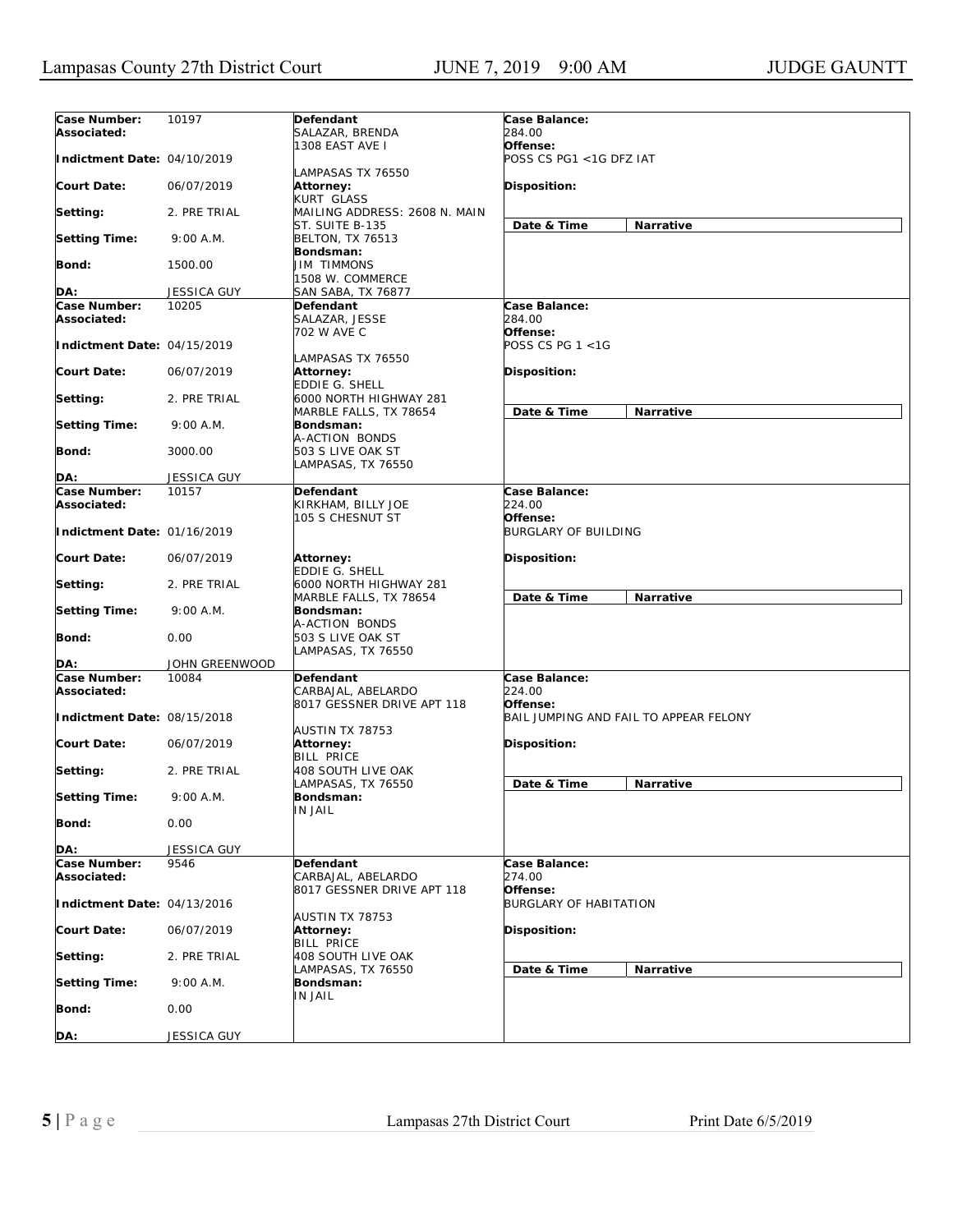| Case Number: | 10197 | Defendant | Case Balance: |
|---|---|---|---|
| Associated: | | SALAZAR, BRENDA<br>1308 EAST AVE I<br>LAMPASAS TX 76550 | 284.00 |
| Indictment Date: | 04/10/2019 | | Offense:<br>POSS CS PG1 <1G DFZ IAT |
| Court Date: | 06/07/2019 | Attorney:<br>KURT GLASS<br>MAILING ADDRESS: 2608 N. MAIN ST. SUITE B-135<br>BELTON, TX 76513 | Disposition: |
| Setting: | 2. PRE TRIAL | | Date & Time / Narrative |
| Setting Time: | 9:00 A.M. | Bondsman:<br>JIM TIMMONS<br>1508 W. COMMERCE<br>SAN SABA, TX 76877 | |
| Bond: | 1500.00 | | |
| DA: | JESSICA GUY | | |

| Case Number: | 10205 | Defendant | Case Balance: |
|---|---|---|---|
| Associated: | | SALAZAR, JESSE<br>702 W AVE C<br>LAMPASAS TX 76550 | 284.00 |
| Indictment Date: | 04/15/2019 | | Offense:<br>POSS CS PG 1 <1G |
| Court Date: | 06/07/2019 | Attorney:<br>EDDIE G. SHELL<br>6000 NORTH HIGHWAY 281<br>MARBLE FALLS, TX 78654 | Disposition: |
| Setting: | 2. PRE TRIAL | | Date & Time / Narrative |
| Setting Time: | 9:00 A.M. | Bondsman:<br>A-ACTION BONDS<br>503 S LIVE OAK ST<br>LAMPASAS, TX 76550 | |
| Bond: | 3000.00 | | |
| DA: | JESSICA GUY | | |

| Case Number: | 10157 | Defendant | Case Balance: |
|---|---|---|---|
| Associated: | | KIRKHAM, BILLY JOE<br>105 S CHESNUT ST | 224.00 |
| Indictment Date: | 01/16/2019 | | Offense:<br>BURGLARY OF BUILDING |
| Court Date: | 06/07/2019 | Attorney:<br>EDDIE G. SHELL<br>6000 NORTH HIGHWAY 281<br>MARBLE FALLS, TX 78654 | Disposition: |
| Setting: | 2. PRE TRIAL | | Date & Time / Narrative |
| Setting Time: | 9:00 A.M. | Bondsman:<br>A-ACTION BONDS<br>503 S LIVE OAK ST<br>LAMPASAS, TX 76550 | |
| Bond: | 0.00 | | |
| DA: | JOHN GREENWOOD | | |

| Case Number: | 10084 | Defendant | Case Balance: |
|---|---|---|---|
| Associated: | | CARBAJAL, ABELARDO<br>8017 GESSNER DRIVE APT 118<br>AUSTIN TX 78753 | 224.00 |
| Indictment Date: | 08/15/2018 | | Offense:<br>BAIL JUMPING AND FAIL TO APPEAR FELONY |
| Court Date: | 06/07/2019 | Attorney:<br>BILL PRICE<br>408 SOUTH LIVE OAK<br>LAMPASAS, TX 76550 | Disposition: |
| Setting: | 2. PRE TRIAL | | Date & Time / Narrative |
| Setting Time: | 9:00 A.M. | Bondsman:<br>IN JAIL | |
| Bond: | 0.00 | | |
| DA: | JESSICA GUY | | |

| Case Number: | 9546 | Defendant | Case Balance: |
|---|---|---|---|
| Associated: | | CARBAJAL, ABELARDO<br>8017 GESSNER DRIVE APT 118<br>AUSTIN TX 78753 | 274.00 |
| Indictment Date: | 04/13/2016 | | Offense:<br>BURGLARY OF HABITATION |
| Court Date: | 06/07/2019 | Attorney:<br>BILL PRICE<br>408 SOUTH LIVE OAK<br>LAMPASAS, TX 76550 | Disposition: |
| Setting: | 2. PRE TRIAL | | Date & Time / Narrative |
| Setting Time: | 9:00 A.M. | Bondsman:<br>IN JAIL | |
| Bond: | 0.00 | | |
| DA: | JESSICA GUY | | |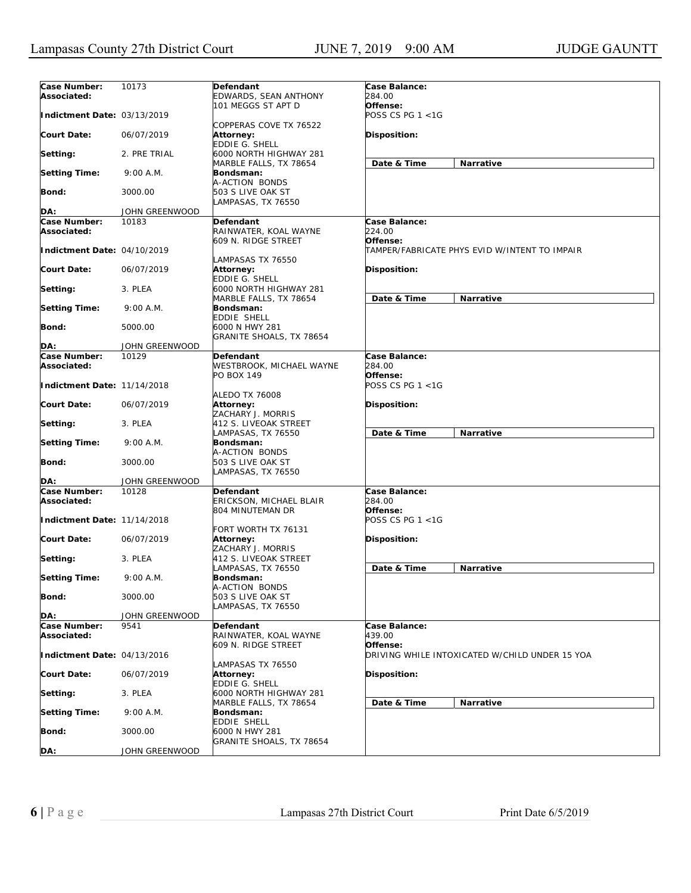**Case Number:** 10173
**Associated:**
**Indictment Date:** 03/13/2019
**Court Date:** 06/07/2019
**Setting:** 2. PRE TRIAL
**Setting Time:** 9:00 A.M.
**Bond:** 3000.00
**DA:** JOHN GREENWOOD

**Defendant**
EDWARDS, SEAN ANTHONY
101 MEGGS ST APT D
COPPERAS COVE TX 76522

**Attorney:**
EDDIE G. SHELL
6000 NORTH HIGHWAY 281
MARBLE FALLS, TX 78654

**Bondsman:**
A-ACTION BONDS
503 S LIVE OAK ST
LAMPASAS, TX 76550

**Case Balance:** 284.00
**Offense:** POSS CS PG 1 <1G
**Disposition:**

| Date & Time | Narrative |
|---|---|

---

**Case Number:** 10183
**Associated:**
**Indictment Date:** 04/10/2019
**Court Date:** 06/07/2019
**Setting:** 3. PLEA
**Setting Time:** 9:00 A.M.
**Bond:** 5000.00
**DA:** JOHN GREENWOOD

**Defendant**
RAINWATER, KOAL WAYNE
609 N. RIDGE STREET
LAMPASAS TX 76550

**Attorney:**
EDDIE G. SHELL
6000 NORTH HIGHWAY 281
MARBLE FALLS, TX 78654

**Bondsman:**
EDDIE SHELL
6000 N HWY 281
GRANITE SHOALS, TX 78654

**Case Balance:** 224.00
**Offense:** TAMPER/FABRICATE PHYS EVID W/INTENT TO IMPAIR
**Disposition:**

| Date & Time | Narrative |
|---|---|

---

**Case Number:** 10129
**Associated:**
**Indictment Date:** 11/14/2018
**Court Date:** 06/07/2019
**Setting:** 3. PLEA
**Setting Time:** 9:00 A.M.
**Bond:** 3000.00
**DA:** JOHN GREENWOOD

**Defendant**
WESTBROOK, MICHAEL WAYNE
PO BOX 149
ALEDO TX 76008

**Attorney:**
ZACHARY J. MORRIS
412 S. LIVEOAK STREET
LAMPASAS, TX 76550

**Bondsman:**
A-ACTION BONDS
503 S LIVE OAK ST
LAMPASAS, TX 76550

**Case Balance:** 284.00
**Offense:** POSS CS PG 1 <1G
**Disposition:**

| Date & Time | Narrative |
|---|---|

---

**Case Number:** 10128
**Associated:**
**Indictment Date:** 11/14/2018
**Court Date:** 06/07/2019
**Setting:** 3. PLEA
**Setting Time:** 9:00 A.M.
**Bond:** 3000.00
**DA:** JOHN GREENWOOD

**Defendant**
ERICKSON, MICHAEL BLAIR
804 MINUTEMAN DR
FORT WORTH TX 76131

**Attorney:**
ZACHARY J. MORRIS
412 S. LIVEOAK STREET
LAMPASAS, TX 76550

**Bondsman:**
A-ACTION BONDS
503 S LIVE OAK ST
LAMPASAS, TX 76550

**Case Balance:** 284.00
**Offense:** POSS CS PG 1 <1G
**Disposition:**

| Date & Time | Narrative |
|---|---|

---

**Case Number:** 9541
**Associated:**
**Indictment Date:** 04/13/2016
**Court Date:** 06/07/2019
**Setting:** 3. PLEA
**Setting Time:** 9:00 A.M.
**Bond:** 3000.00
**DA:** JOHN GREENWOOD

**Defendant**
RAINWATER, KOAL WAYNE
609 N. RIDGE STREET
LAMPASAS TX 76550

**Attorney:**
EDDIE G. SHELL
6000 NORTH HIGHWAY 281
MARBLE FALLS, TX 78654

**Bondsman:**
EDDIE SHELL
6000 N HWY 281
GRANITE SHOALS, TX 78654

**Case Balance:** 439.00
**Offense:** DRIVING WHILE INTOXICATED W/CHILD UNDER 15 YOA
**Disposition:**

| Date & Time | Narrative |
|---|---|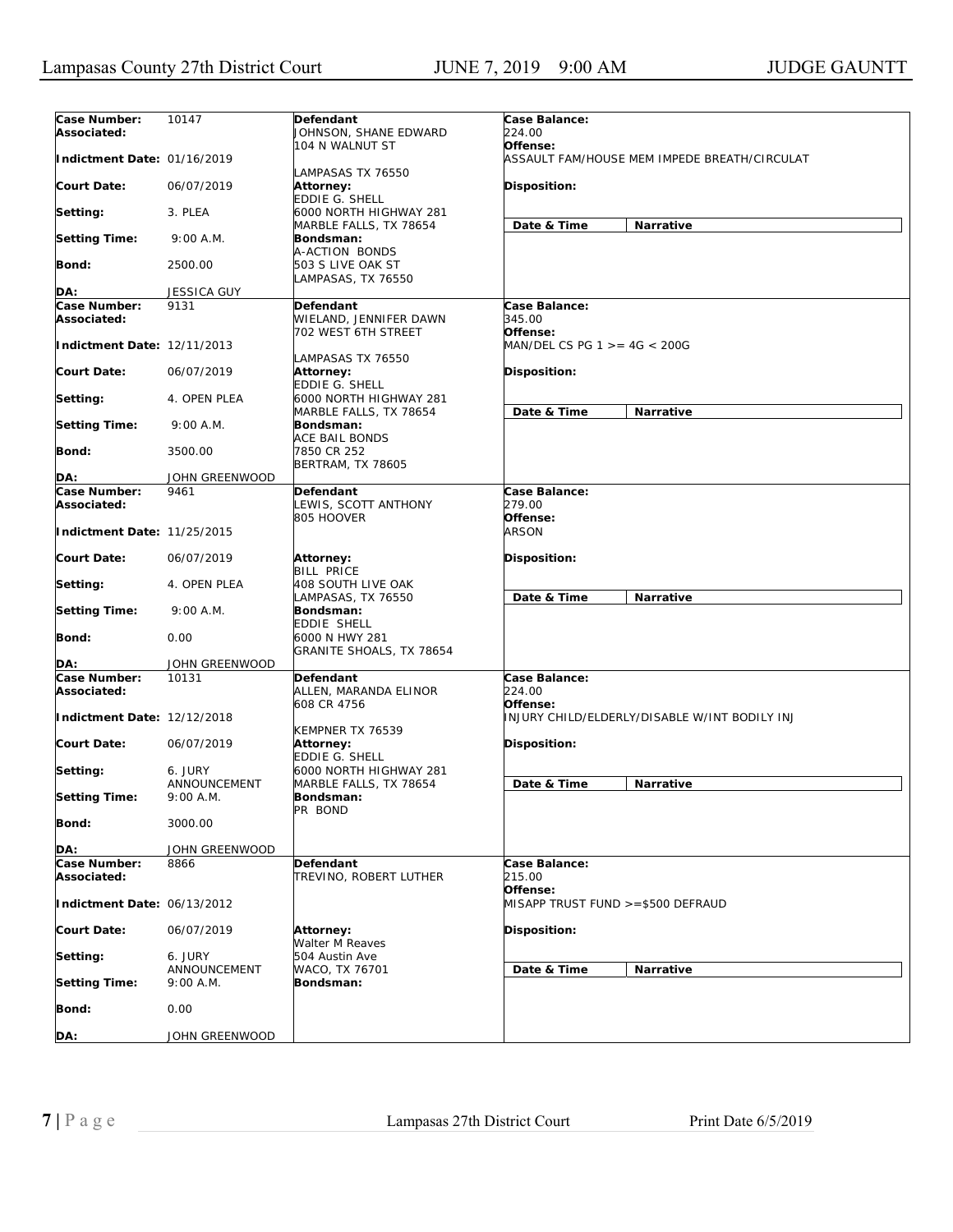| Case Number: | 10147 | Defendant | Case Balance: |
|---|---|---|---|
| Associated: | | JOHNSON, SHANE EDWARD<br>104 N WALNUT ST<br><br>LAMPASAS TX 76550 | 224.00 |
| Indictment Date: | 01/16/2019 | | Offense:<br>ASSAULT FAM/HOUSE MEM IMPEDE BREATH/CIRCULAT |
| Court Date: | 06/07/2019 | Attorney:<br>EDDIE G. SHELL<br>6000 NORTH HIGHWAY 281<br>MARBLE FALLS, TX 78654 | Disposition: |
| Setting: | 3. PLEA | | Date & Time / Narrative |
| Setting Time: | 9:00 A.M. | Bondsman:<br>A-ACTION BONDS<br>503 S LIVE OAK ST<br>LAMPASAS, TX 76550 | |
| Bond: | 2500.00 | | |
| DA: | JESSICA GUY | | |

| Case Number: | 9131 | Defendant | Case Balance: |
|---|---|---|---|
| Associated: | | WIELAND, JENNIFER DAWN<br>702 WEST 6TH STREET<br><br>LAMPASAS TX 76550 | 345.00 |
| Indictment Date: | 12/11/2013 | | Offense:<br>MAN/DEL CS PG 1 >= 4G < 200G |
| Court Date: | 06/07/2019 | Attorney:<br>EDDIE G. SHELL<br>6000 NORTH HIGHWAY 281<br>MARBLE FALLS, TX 78654 | Disposition: |
| Setting: | 4. OPEN PLEA | | Date & Time / Narrative |
| Setting Time: | 9:00 A.M. | Bondsman:<br>ACE BAIL BONDS<br>7850 CR 252<br>BERTRAM, TX 78605 | |
| Bond: | 3500.00 | | |
| DA: | JOHN GREENWOOD | | |

| Case Number: | 9461 | Defendant | Case Balance: |
|---|---|---|---|
| Associated: | | LEWIS, SCOTT ANTHONY<br>805 HOOVER | 279.00 |
| Indictment Date: | 11/25/2015 | | Offense:<br>ARSON |
| Court Date: | 06/07/2019 | Attorney:<br>BILL PRICE<br>408 SOUTH LIVE OAK<br>LAMPASAS, TX 76550 | Disposition: |
| Setting: | 4. OPEN PLEA | | Date & Time / Narrative |
| Setting Time: | 9:00 A.M. | Bondsman:<br>EDDIE SHELL<br>6000 N HWY 281<br>GRANITE SHOALS, TX 78654 | |
| Bond: | 0.00 | | |
| DA: | JOHN GREENWOOD | | |

| Case Number: | 10131 | Defendant | Case Balance: |
|---|---|---|---|
| Associated: | | ALLEN, MARANDA ELINOR<br>608 CR 4756<br><br>KEMPNER TX 76539 | 224.00 |
| Indictment Date: | 12/12/2018 | | Offense:<br>INJURY CHILD/ELDERLY/DISABLE W/INT BODILY INJ |
| Court Date: | 06/07/2019 | Attorney:<br>EDDIE G. SHELL<br>6000 NORTH HIGHWAY 281<br>MARBLE FALLS, TX 78654 | Disposition: |
| Setting: | 6. JURY ANNOUNCEMENT | | Date & Time / Narrative |
| Setting Time: | 9:00 A.M. | Bondsman:<br>PR BOND | |
| Bond: | 3000.00 | | |
| DA: | JOHN GREENWOOD | | |

| Case Number: | 8866 | Defendant | Case Balance: |
|---|---|---|---|
| Associated: | | TREVINO, ROBERT LUTHER | 215.00 |
| Indictment Date: | 06/13/2012 | | Offense:<br>MISAPP TRUST FUND >=$500 DEFRAUD |
| Court Date: | 06/07/2019 | Attorney:<br>Walter M Reaves<br>504 Austin Ave<br>WACO, TX 76701 | Disposition: |
| Setting: | 6. JURY ANNOUNCEMENT | | Date & Time / Narrative |
| Setting Time: | 9:00 A.M. | Bondsman: | |
| Bond: | 0.00 | | |
| DA: | JOHN GREENWOOD | | |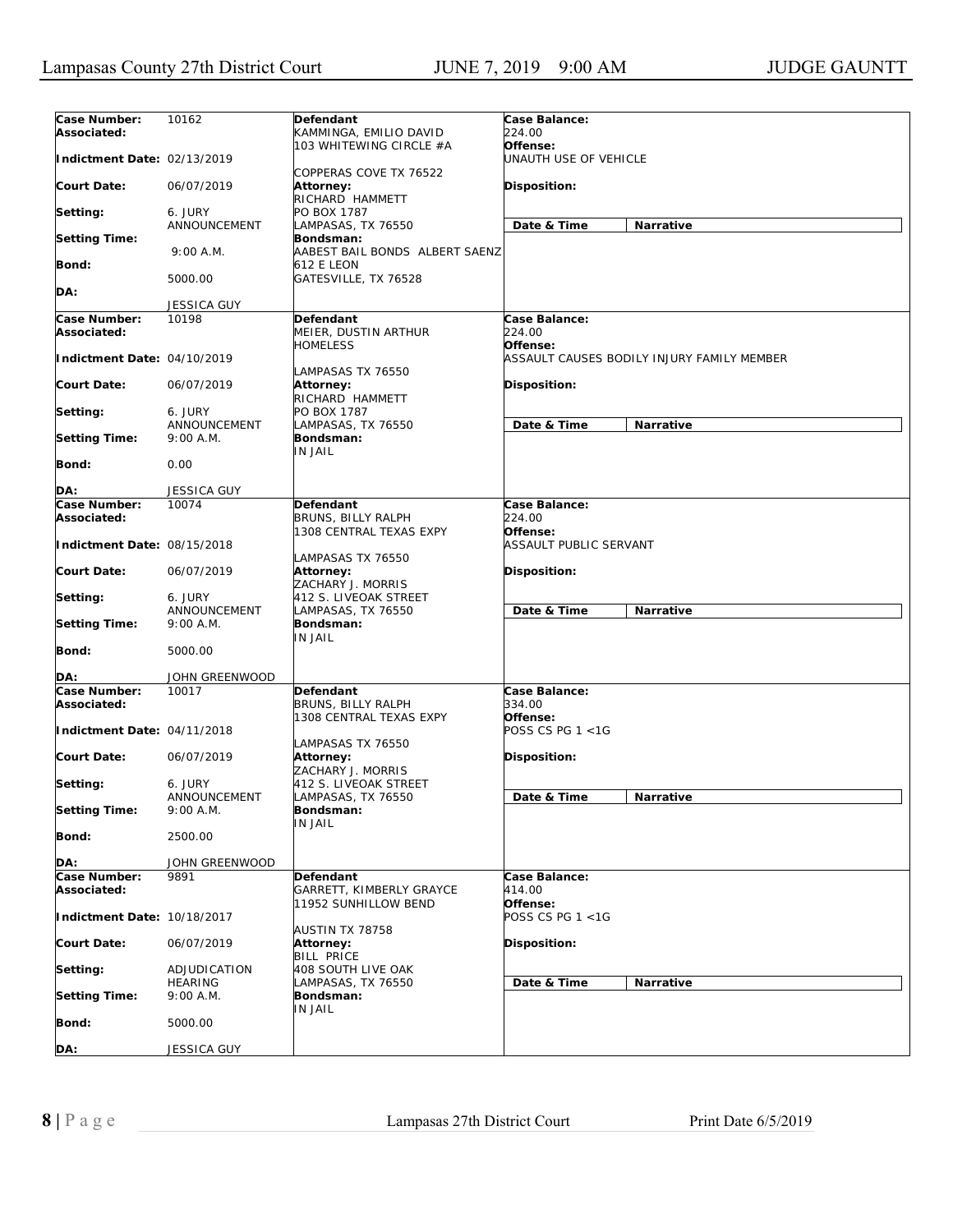| Case Number: | 10162 | Defendant | Case Balance: |
|---|---|---|---|
| Associated: | | KAMMINGA, EMILIO DAVID<br>103 WHITEWING CIRCLE #A<br><br>COPPERAS COVE TX 76522 | 224.00 |
| Indictment Date: | 02/13/2019 | | Offense:<br>UNAUTH USE OF VEHICLE |
| Court Date: | 06/07/2019 | Attorney:<br>RICHARD HAMMETT<br>PO BOX 1787<br>LAMPASAS, TX 76550 | Disposition: |
| Setting: | 6. JURY ANNOUNCEMENT | | Date & Time / Narrative |
| Setting Time: | 9:00 A.M. | Bondsman:<br>AABEST BAIL BONDS ALBERT SAENZ<br>612 E LEON<br>GATESVILLE, TX 76528 | |
| Bond: | 5000.00 | | |
| DA: | JESSICA GUY | | |

| Case Number: | 10198 | Defendant | Case Balance: |
|---|---|---|---|
| Associated: | | MEIER, DUSTIN ARTHUR<br>HOMELESS<br><br>LAMPASAS TX 76550 | 224.00 |
| Indictment Date: | 04/10/2019 | | Offense:<br>ASSAULT CAUSES BODILY INJURY FAMILY MEMBER |
| Court Date: | 06/07/2019 | Attorney:<br>RICHARD HAMMETT<br>PO BOX 1787<br>LAMPASAS, TX 76550 | Disposition: |
| Setting: | 6. JURY ANNOUNCEMENT | | Date & Time / Narrative |
| Setting Time: | 9:00 A.M. | Bondsman:<br>IN JAIL | |
| Bond: | 0.00 | | |
| DA: | JESSICA GUY | | |

| Case Number: | 10074 | Defendant | Case Balance: |
|---|---|---|---|
| Associated: | | BRUNS, BILLY RALPH<br>1308 CENTRAL TEXAS EXPY<br><br>LAMPASAS TX 76550 | 224.00 |
| Indictment Date: | 08/15/2018 | | Offense:<br>ASSAULT PUBLIC SERVANT |
| Court Date: | 06/07/2019 | Attorney:<br>ZACHARY J. MORRIS<br>412 S. LIVEOAK STREET<br>LAMPASAS, TX 76550 | Disposition: |
| Setting: | 6. JURY ANNOUNCEMENT | | Date & Time / Narrative |
| Setting Time: | 9:00 A.M. | Bondsman:<br>IN JAIL | |
| Bond: | 5000.00 | | |
| DA: | JOHN GREENWOOD | | |

| Case Number: | 10017 | Defendant | Case Balance: |
|---|---|---|---|
| Associated: | | BRUNS, BILLY RALPH<br>1308 CENTRAL TEXAS EXPY<br><br>LAMPASAS TX 76550 | 334.00 |
| Indictment Date: | 04/11/2018 | | Offense:<br>POSS CS PG 1 <1G |
| Court Date: | 06/07/2019 | Attorney:<br>ZACHARY J. MORRIS<br>412 S. LIVEOAK STREET<br>LAMPASAS, TX 76550 | Disposition: |
| Setting: | 6. JURY ANNOUNCEMENT | | Date & Time / Narrative |
| Setting Time: | 9:00 A.M. | Bondsman:<br>IN JAIL | |
| Bond: | 2500.00 | | |
| DA: | JOHN GREENWOOD | | |

| Case Number: | 9891 | Defendant | Case Balance: |
|---|---|---|---|
| Associated: | | GARRETT, KIMBERLY GRAYCE<br>11952 SUNHILLOW BEND<br><br>AUSTIN TX 78758 | 414.00 |
| Indictment Date: | 10/18/2017 | | Offense:<br>POSS CS PG 1 <1G |
| Court Date: | 06/07/2019 | Attorney:<br>BILL PRICE<br>408 SOUTH LIVE OAK<br>LAMPASAS, TX 76550 | Disposition: |
| Setting: | ADJUDICATION HEARING | | Date & Time / Narrative |
| Setting Time: | 9:00 A.M. | Bondsman:<br>IN JAIL | |
| Bond: | 5000.00 | | |
| DA: | JESSICA GUY | | |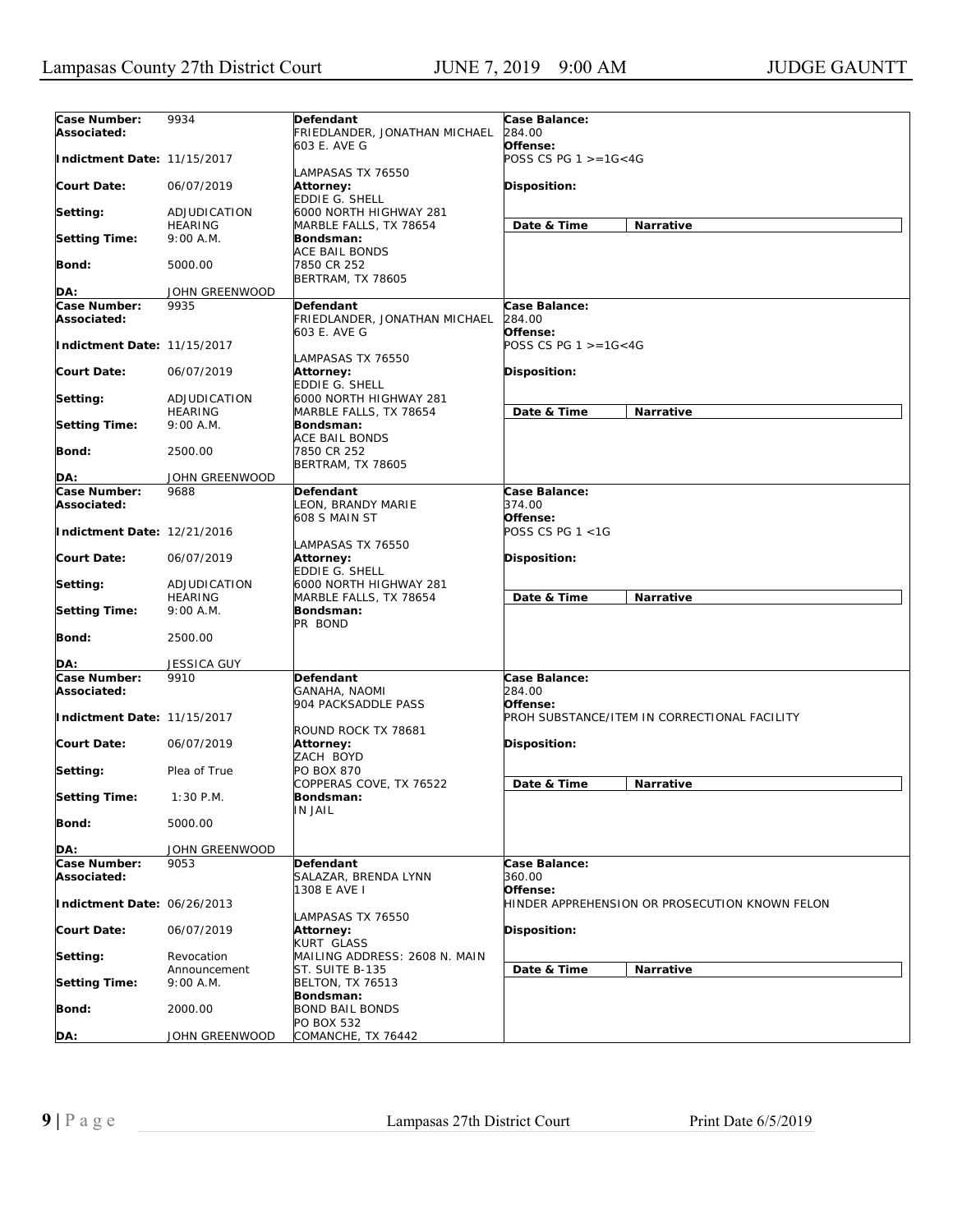| Case Number: | 9934 | Defendant | Case Balance: |
|---|---|---|---|
| Associated: | | FRIEDLANDER, JONATHAN MICHAEL<br>603 E. AVE G<br>LAMPASAS TX 76550 | 284.00 |
| Indictment Date: | 11/15/2017 | | Offense: POSS CS PG 1 >=1G<4G |
| Court Date: | 06/07/2019 | Attorney:<br>EDDIE G. SHELL<br>6000 NORTH HIGHWAY 281<br>MARBLE FALLS, TX 78654 | Disposition: |
| Setting: | ADJUDICATION HEARING | | Date & Time / Narrative |
| Setting Time: | 9:00 A.M. | Bondsman:<br>ACE BAIL BONDS<br>7850 CR 252<br>BERTRAM, TX 78605 | |
| Bond: | 5000.00 | | |
| DA: | JOHN GREENWOOD | | |

| Case Number: | 9935 | Defendant | Case Balance: |
|---|---|---|---|
| Associated: | | FRIEDLANDER, JONATHAN MICHAEL<br>603 E. AVE G<br>LAMPASAS TX 76550 | 284.00 |
| Indictment Date: | 11/15/2017 | | Offense: POSS CS PG 1 >=1G<4G |
| Court Date: | 06/07/2019 | Attorney:<br>EDDIE G. SHELL<br>6000 NORTH HIGHWAY 281<br>MARBLE FALLS, TX 78654 | Disposition: |
| Setting: | ADJUDICATION HEARING | | Date & Time / Narrative |
| Setting Time: | 9:00 A.M. | Bondsman:<br>ACE BAIL BONDS<br>7850 CR 252<br>BERTRAM, TX 78605 | |
| Bond: | 2500.00 | | |
| DA: | JOHN GREENWOOD | | |

| Case Number: | 9688 | Defendant | Case Balance: |
|---|---|---|---|
| Associated: | | LEON, BRANDY MARIE<br>608 S MAIN ST<br>LAMPASAS TX 76550 | 374.00 |
| Indictment Date: | 12/21/2016 | | Offense: POSS CS PG 1 <1G |
| Court Date: | 06/07/2019 | Attorney:<br>EDDIE G. SHELL<br>6000 NORTH HIGHWAY 281<br>MARBLE FALLS, TX 78654 | Disposition: |
| Setting: | ADJUDICATION HEARING | | Date & Time / Narrative |
| Setting Time: | 9:00 A.M. | Bondsman:<br>PR BOND | |
| Bond: | 2500.00 | | |
| DA: | JESSICA GUY | | |

| Case Number: | 9910 | Defendant | Case Balance: |
|---|---|---|---|
| Associated: | | GANAHA, NAOMI<br>904 PACKSADDLE PASS<br>ROUND ROCK TX 78681 | 284.00 |
| Indictment Date: | 11/15/2017 | | Offense: PROH SUBSTANCE/ITEM IN CORRECTIONAL FACILITY |
| Court Date: | 06/07/2019 | Attorney:<br>ZACH BOYD<br>PO BOX 870<br>COPPERAS COVE, TX 76522 | Disposition: |
| Setting: | Plea of True | | Date & Time / Narrative |
| Setting Time: | 1:30 P.M. | Bondsman:<br>IN JAIL | |
| Bond: | 5000.00 | | |
| DA: | JOHN GREENWOOD | | |

| Case Number: | 9053 | Defendant | Case Balance: |
|---|---|---|---|
| Associated: | | SALAZAR, BRENDA LYNN<br>1308 E AVE I<br>LAMPASAS TX 76550 | 360.00 |
| Indictment Date: | 06/26/2013 | | Offense: HINDER APPREHENSION OR PROSECUTION KNOWN FELON |
| Court Date: | 06/07/2019 | Attorney:<br>KURT GLASS<br>MAILING ADDRESS: 2608 N. MAIN ST. SUITE B-135<br>BELTON, TX 76513 | Disposition: |
| Setting: | Revocation Announcement | | Date & Time / Narrative |
| Setting Time: | 9:00 A.M. | Bondsman:<br>BOND BAIL BONDS<br>PO BOX 532<br>COMANCHE, TX 76442 | |
| Bond: | 2000.00 | | |
| DA: | JOHN GREENWOOD | | |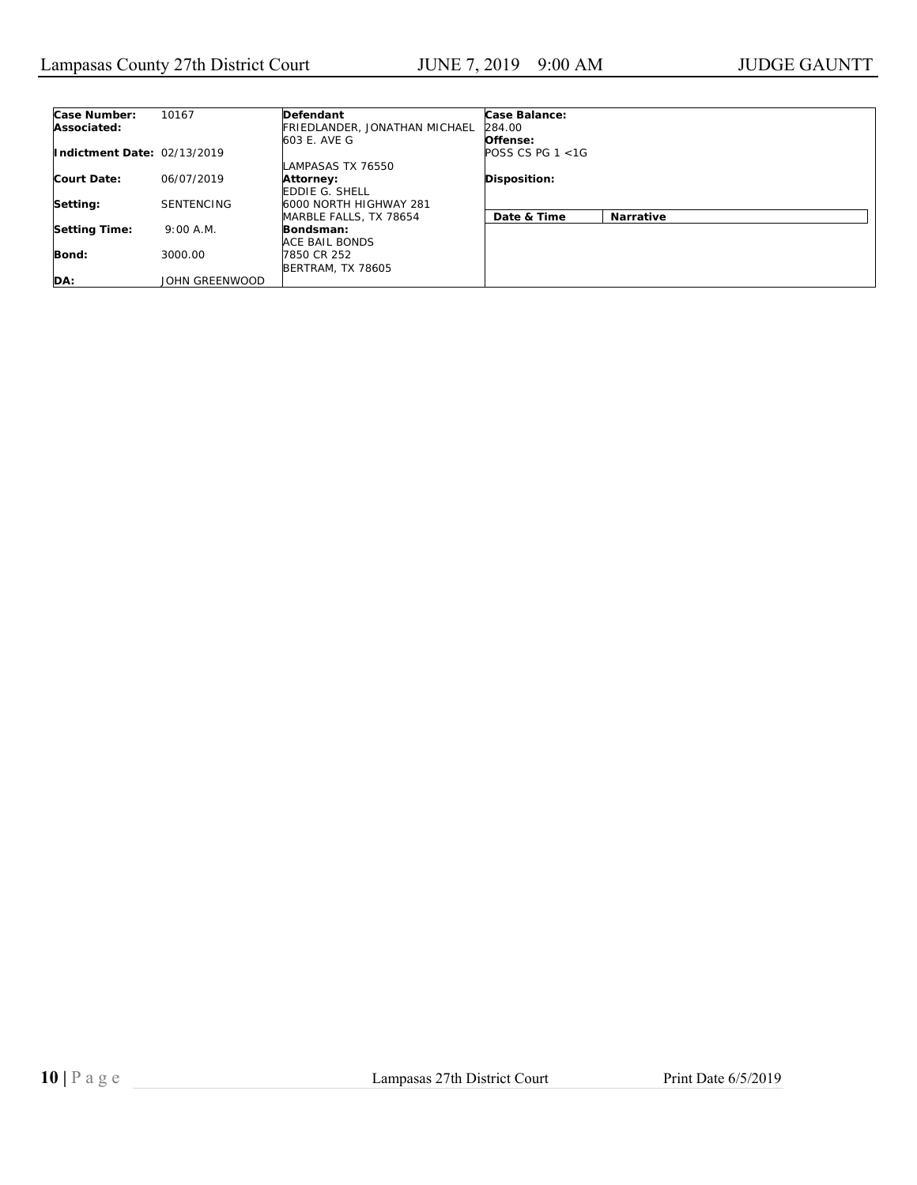| | | | |
|---|---|---|---|
| **Case Number:** 10167<br>**Associated:**<br>**Indictment Date:** 02/13/2019<br>**Court Date:** 06/07/2019<br>**Setting:** SENTENCING<br>**Setting Time:** 9:00 A.M.<br>**Bond:** 3000.00<br>**DA:** JOHN GREENWOOD | **Defendant**<br>FRIEDLANDER, JONATHAN MICHAEL<br>603 E. AVE G<br>LAMPASAS TX 76550<br>**Attorney:**<br>EDDIE G. SHELL<br>6000 NORTH HIGHWAY 281<br>MARBLE FALLS, TX 78654<br>**Bondsman:**<br>ACE BAIL BONDS<br>7850 CR 252<br>BERTRAM, TX 78605 | **Case Balance:**<br>284.00<br>**Offense:**<br>POSS CS PG 1 <1G<br>**Disposition:**<br>**Date & Time** | **Narrative** |